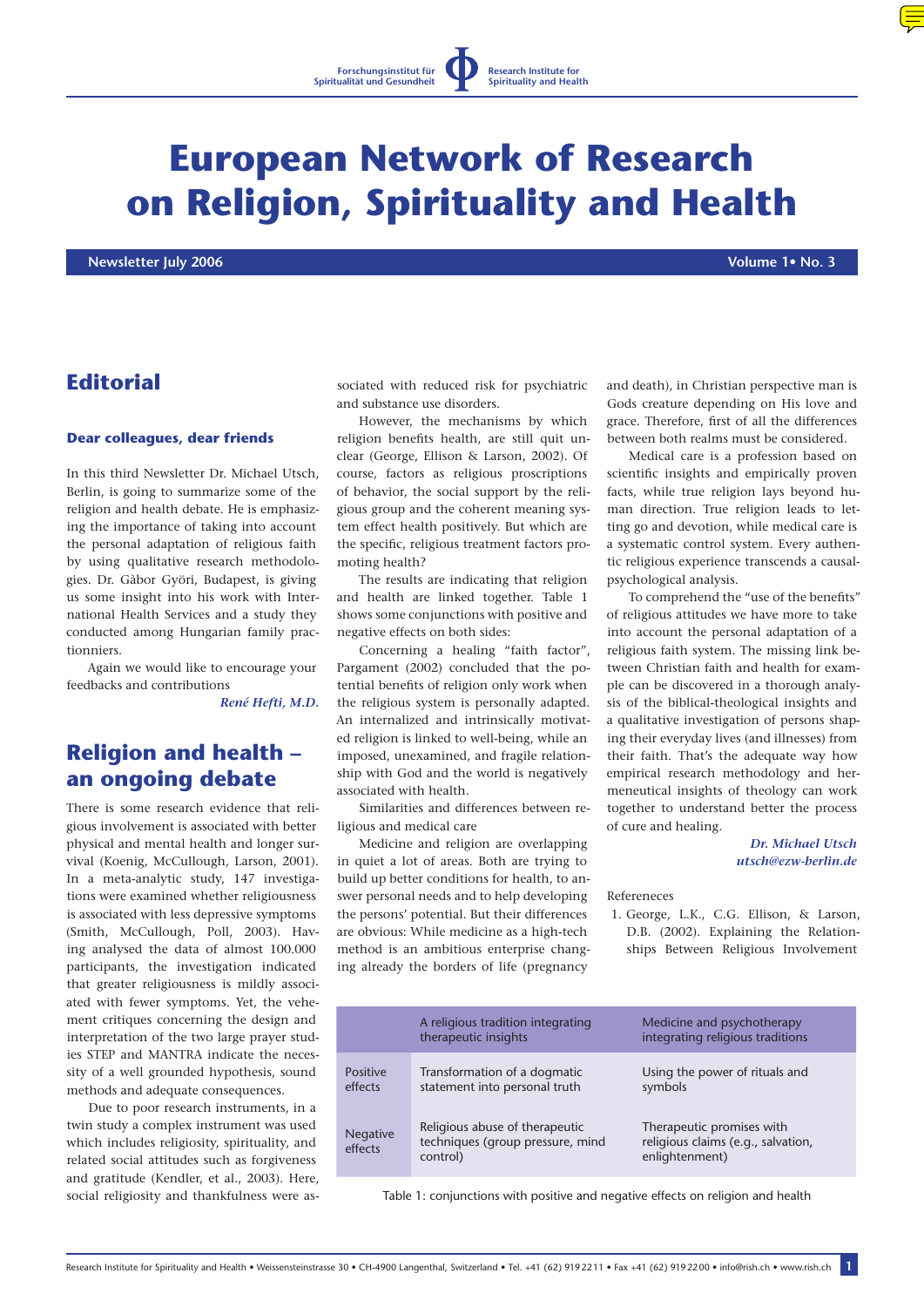Forschungsinstitut für Spiritualität und Gesundheit | Research Institute for Spirituality and Health

# European Network of Research on Religion, Spirituality and Health

**Newsletter July 2006** | **Volume 1• No. 3**

## Editorial

### Dear colleagues, dear friends

In this third Newsletter Dr. Michael Utsch, Berlin, is going to summarize some of the religion and health debate. He is emphasizing the importance of taking into account the personal adaptation of religious faith by using qualitative research methodologies. Dr. Gàbor Györi, Budapest, is giving us some insight into his work with International Health Services and a study they conducted among Hungarian family practionniers.

Again we would like to encourage your feedbacks and contributions

*René Hefti, M.D.*

## Religion and health – an ongoing debate

There is some research evidence that religious involvement is associated with better physical and mental health and longer survival (Koenig, McCullough, Larson, 2001). In a meta-analytic study, 147 investigations were examined whether religiousness is associated with less depressive symptoms (Smith, McCullough, Poll, 2003). Having analysed the data of almost 100.000 participants, the investigation indicated that greater religiousness is mildly associated with fewer symptoms. Yet, the vehement critiques concerning the design and interpretation of the two large prayer studies STEP and MANTRA indicate the necessity of a well grounded hypothesis, sound methods and adequate consequences.

Due to poor research instruments, in a twin study a complex instrument was used which includes religiosity, spirituality, and related social attitudes such as forgiveness and gratitude (Kendler, et al., 2003). Here, social religiosity and thankfulness were associated with reduced risk for psychiatric and substance use disorders.

However, the mechanisms by which religion benefits health, are still quit unclear (George, Ellison & Larson, 2002). Of course, factors as religious proscriptions of behavior, the social support by the religious group and the coherent meaning system effect health positively. But which are the specific, religious treatment factors promoting health?

The results are indicating that religion and health are linked together. Table 1 shows some conjunctions with positive and negative effects on both sides:

Concerning a healing "faith factor", Pargament (2002) concluded that the potential benefits of religion only work when the religious system is personally adapted. An internalized and intrinsically motivated religion is linked to well-being, while an imposed, unexamined, and fragile relationship with God and the world is negatively associated with health.

Similarities and differences between religious and medical care

Medicine and religion are overlapping in quiet a lot of areas. Both are trying to build up better conditions for health, to answer personal needs and to help developing the persons' potential. But their differences are obvious: While medicine as a high-tech method is an ambitious enterprise changing already the borders of life (pregnancy and death), in Christian perspective man is Gods creature depending on His love and grace. Therefore, first of all the differences between both realms must be considered.

Medical care is a profession based on scientific insights and empirically proven facts, while true religion lays beyond human direction. True religion leads to letting go and devotion, while medical care is a systematic control system. Every authentic religious experience transcends a causal-psychological analysis.

To comprehend the "use of the benefits" of religious attitudes we have more to take into account the personal adaptation of a religious faith system. The missing link between Christian faith and health for example can be discovered in a thorough analysis of the biblical-theological insights and a qualitative investigation of persons shaping their everyday lives (and illnesses) from their faith. That's the adequate way how empirical research methodology and hermeneutical insights of theology can work together to understand better the process of cure and healing.

*Dr. Michael Utsch*
*utsch@ezw-berlin.de*

Refereneces

1. George, L.K., C.G. Ellison, & Larson, D.B. (2002). Explaining the Relationships Between Religious Involvement

| | A religious tradition integrating therapeutic insights | Medicine and psychotherapy integrating religious traditions |
|---|---|---|
| Positive effects | Transformation of a dogmatic statement into personal truth | Using the power of rituals and symbols |
| Negative effects | Religious abuse of therapeutic techniques (group pressure, mind control) | Therapeutic promises with religious claims (e.g., salvation, enlightenment) |

Table 1: conjunctions with positive and negative effects on religion and health

Research Institute for Spirituality and Health • Weissensteinstrasse 30 • CH-4900 Langenthal, Switzerland • Tel. +41 (62) 919 22 11 • Fax +41 (62) 919 22 00 • info@rish.ch • www.rish.ch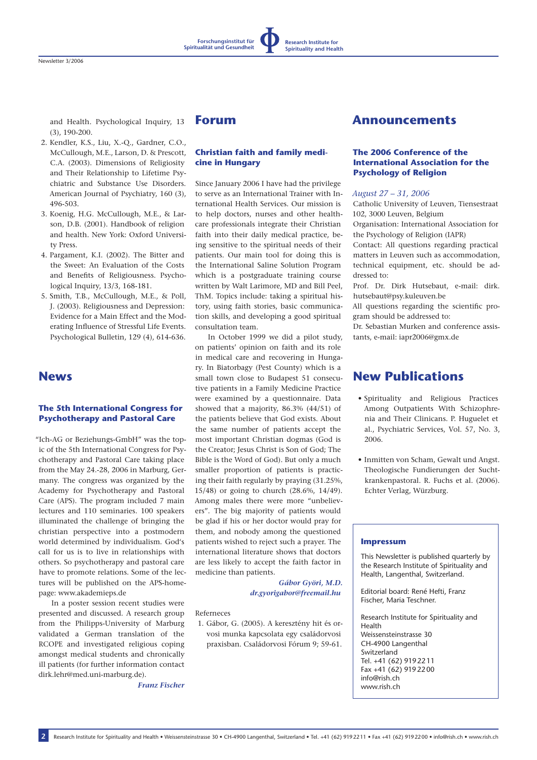and Health. Psychological Inquiry, 13 (3), 190-200.

2. Kendler, K.S., Liu, X.-Q., Gardner, C.O., McCullough, M.E., Larson, D. & Prescott, C.A. (2003). Dimensions of Religiosity and Their Relationship to Lifetime Psychiatric and Substance Use Disorders. American Journal of Psychiatry, 160 (3), 496-503.
3. Koenig, H.G. McCullough, M.E., & Larson, D.B. (2001). Handbook of religion and health. New York: Oxford University Press.
4. Pargament, K.I. (2002). The Bitter and the Sweet: An Evaluation of the Costs and Benefits of Religiousness. Psychological Inquiry, 13/3, 168-181.
5. Smith, T.B., McCullough, M.E., & Poll, J. (2003). Religiousness and Depression: Evidence for a Main Effect and the Moderating Influence of Stressful Life Events. Psychological Bulletin, 129 (4), 614-636.

# News

### The 5th International Congress for Psychotherapy and Pastoral Care

"Ich-AG or Beziehungs-GmbH" was the topic of the 5th International Congress for Psychotherapy and Pastoral Care taking place from the May 24.-28, 2006 in Marburg, Germany. The congress was organized by the Academy for Psychotherapy and Pastoral Care (APS). The program included 7 main lectures and 110 seminaries. 100 speakers illuminated the challenge of bringing the christian perspective into a postmodern world determined by individualism. God's call for us is to live in relationships with others. So psychotherapy and pastoral care have to promote relations. Some of the lectures will be published on the APS-homepage: www.akademieps.de

In a poster session recent studies were presented and discussed. A research group from the Philipps-University of Marburg validated a German translation of the RCOPE and investigated religious coping amongst medical students and chronically ill patients (for further information contact dirk.lehr@med.uni-marburg.de).

*Franz Fischer*

# Forum

### Christian faith and family medicine in Hungary

Since January 2006 I have had the privilege to serve as an International Trainer with International Health Services. Our mission is to help doctors, nurses and other healthcare professionals integrate their Christian faith into their daily medical practice, being sensitive to the spiritual needs of their patients. Our main tool for doing this is the International Saline Solution Program which is a postgraduate training course written by Walt Larimore, MD and Bill Peel, ThM. Topics include: taking a spiritual history, using faith stories, basic communication skills, and developing a good spiritual consultation team.

In October 1999 we did a pilot study, on patients' opinion on faith and its role in medical care and recovering in Hungary. In Biatorbagy (Pest County) which is a small town close to Budapest 51 consecutive patients in a Family Medicine Practice were examined by a questionnaire. Data showed that a majority, 86.3% (44/51) of the patients believe that God exists. About the same number of patients accept the most important Christian dogmas (God is the Creator; Jesus Christ is Son of God; The Bible is the Word of God). But only a much smaller proportion of patients is practicing their faith regularly by praying (31.25%, 15/48) or going to church (28.6%, 14/49). Among males there were more "unbelievers". The big majority of patients would be glad if his or her doctor would pray for them, and nobody among the questioned patients wished to reject such a prayer. The international literature shows that doctors are less likely to accept the faith factor in medicine than patients.

*Gábor Györi, M.D.*
*dr.gyorigabor@freemail.hu*

Referneces

1. Gábor, G. (2005). A keresztény hit és orvosi munka kapcsolata egy családorvosi praxisban. Családorvosi Fórum 9; 59-61.

# Announcements

### The 2006 Conference of the International Association for the Psychology of Religion

*August 27 – 31, 2006*

Catholic University of Leuven, Tiensestraat 102, 3000 Leuven, Belgium

Organisation: International Association for the Psychology of Religion (IAPR)

Contact: All questions regarding practical matters in Leuven such as accommodation, technical equipment, etc. should be addressed to:

Prof. Dr. Dirk Hutsebaut, e-mail: dirk.hutsebaut@psy.kuleuven.be

All questions regarding the scientific program should be addressed to:

Dr. Sebastian Murken and conference assistants, e-mail: iapr2006@gmx.de

# New Publications

- Spirituality and Religious Practices Among Outpatients With Schizophrenia and Their Clinicans. P. Huguelet et al., Psychiatric Services, Vol. 57, No. 3, 2006.
- Inmitten von Scham, Gewalt und Angst. Theologische Fundierungen der Suchtkrankenpastoral. R. Fuchs et al. (2006). Echter Verlag, Würzburg.

### Impressum

This Newsletter is published quarterly by the Research Institute of Spirituality and Health, Langenthal, Switzerland.

Editorial board: René Hefti, Franz Fischer, Maria Teschner.

Research Institute for Spirituality and Health
Weissensteinstrasse 30
CH-4900 Langenthal
Switzerland
Tel. +41 (62) 919 22 11
Fax +41 (62) 919 22 00
info@rish.ch
www.rish.ch